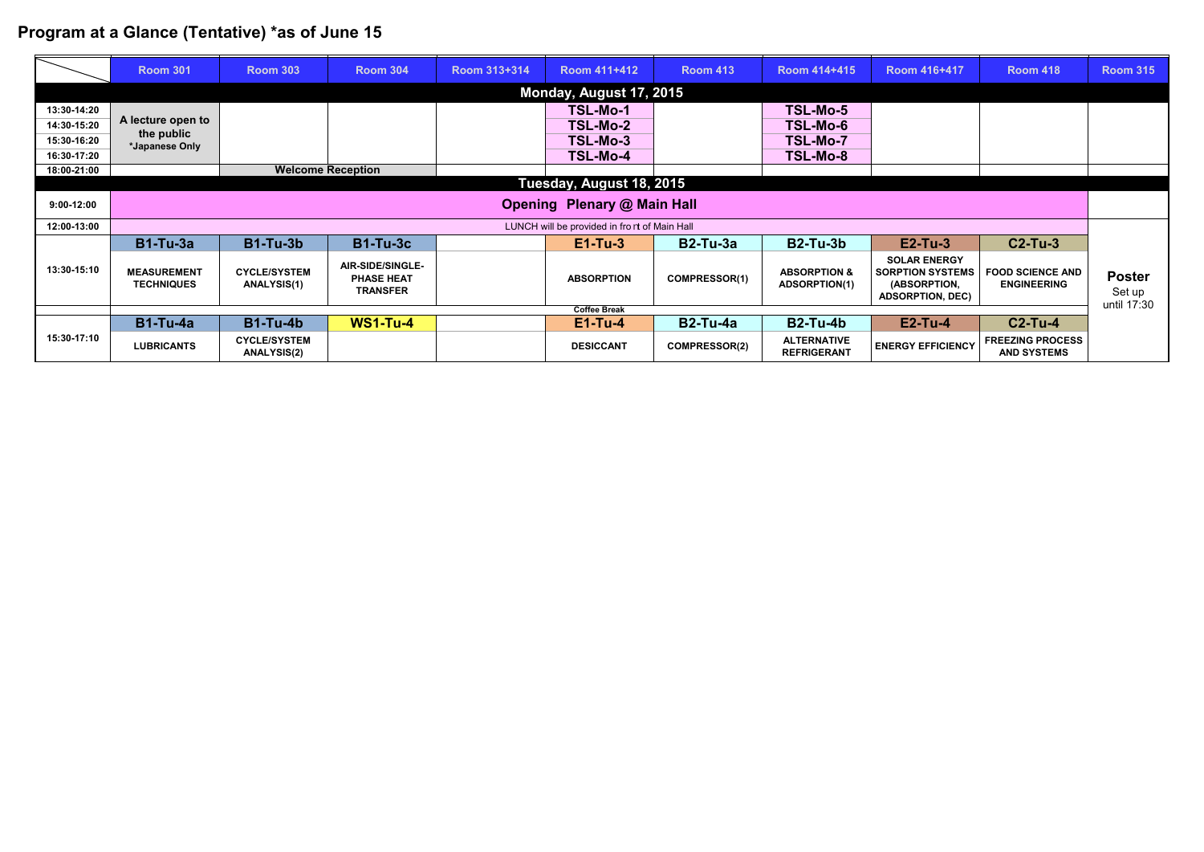# Program at a Glance (Tentative) *as of June 15

| | Room 301 | Room 303 | Room 304 | Room 313+314 | Room 411+412 | Room 413 | Room 414+415 | Room 416+417 | Room 418 | Room 315 |
|---|---|---|---|---|---|---|---|---|---|---|
| **Monday, August 17, 2015** | | | | | | | | | | |
| 13:30-14:20 | A lecture open to the public *Japanese Only | | | | TSL-Mo-1 | | TSL-Mo-5 | | | |
| 14:30-15:20 | | | | | TSL-Mo-2 | | TSL-Mo-6 | | | |
| 15:30-16:20 | | | | | TSL-Mo-3 | | TSL-Mo-7 | | | |
| 16:30-17:20 | | | | | TSL-Mo-4 | | TSL-Mo-8 | | | |
| 18:00-21:00 | | Welcome Reception | | | | | | | | |
| **Tuesday, August 18, 2015** | | | | | | | | | | |
| 9:00-12:00 | Opening Plenary @ Main Hall | | | | | | | | | |
| 12:00-13:00 | LUNCH will be provided in front of Main Hall | | | | | | | | | |
| 13:30-15:10 | **B1-Tu-3a** MEASUREMENT TECHNIQUES | **B1-Tu-3b** CYCLE/SYSTEM ANALYSIS(1) | **B1-Tu-3c** AIR-SIDE/SINGLE-PHASE HEAT TRANSFER | | **E1-Tu-3** ABSORPTION | **B2-Tu-3a** COMPRESSOR(1) | **B2-Tu-3b** ABSORPTION & ADSORPTION(1) | **E2-Tu-3** SOLAR ENERGY SORPTION SYSTEMS (ABSORPTION, ADSORPTION, DEC) | **C2-Tu-3** FOOD SCIENCE AND ENGINEERING | **Poster** Set up until 17:30 |
| | Coffee Break | | | | | | | | | |
| 15:30-17:10 | **B1-Tu-4a** LUBRICANTS | **B1-Tu-4b** CYCLE/SYSTEM ANALYSIS(2) | **WS1-Tu-4** | | **E1-Tu-4** DESICCANT | **B2-Tu-4a** COMPRESSOR(2) | **B2-Tu-4b** ALTERNATIVE REFRIGERANT | **E2-Tu-4** ENERGY EFFICIENCY | **C2-Tu-4** FREEZING PROCESS AND SYSTEMS | |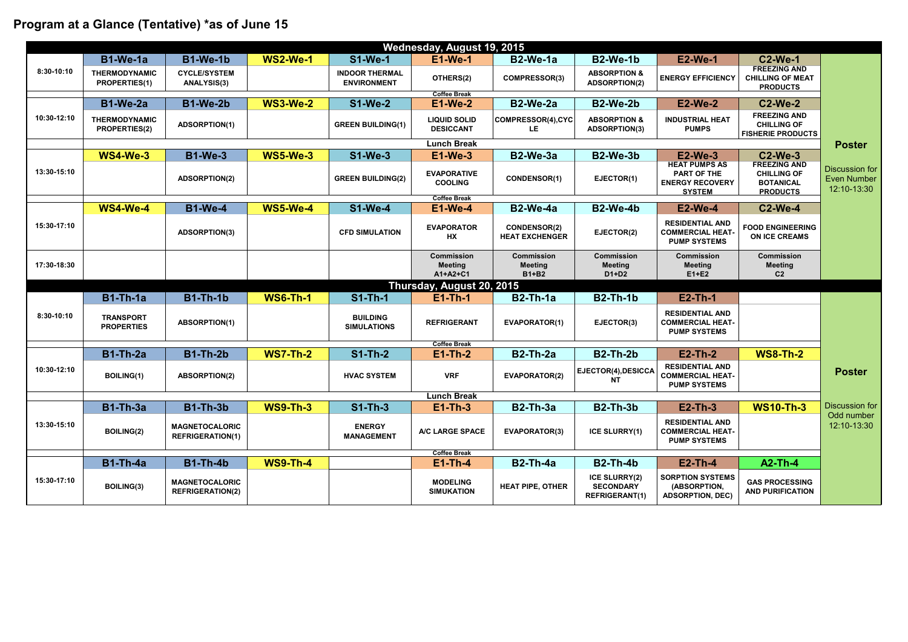## Program at a Glance (Tentative) *as of June 15

| | | | | | | | | | | |
|---|---|---|---|---|---|---|---|---|---|---|
| **Wednesday, August 19, 2015** | | | | | | | | | | |
| | **B1-We-1a** | **B1-We-1b** | **WS2-We-1** | **S1-We-1** | **E1-We-1** | **B2-We-1a** | **B2-We-1b** | **E2-We-1** | **C2-We-1** | **Poster**<br><br>Discussion for Even Number 12:10-13:30 |
| 8:30-10:10 | THERMODYNAMIC PROPERTIES(1) | CYCLE/SYSTEM ANALYSIS(3) | | INDOOR THERMAL ENVIRONMENT | OTHERS(2) | COMPRESSOR(3) | ABSORPTION & ADSORPTION(2) | ENERGY EFFICIENCY | FREEZING AND CHILLING OF MEAT PRODUCTS | |
| | | | | | Coffee Break | | | | | |
| | **B1-We-2a** | **B1-We-2b** | **WS3-We-2** | **S1-We-2** | **E1-We-2** | **B2-We-2a** | **B2-We-2b** | **E2-We-2** | **C2-We-2** | |
| 10:30-12:10 | THERMODYNAMIC PROPERTIES(2) | ADSORPTION(1) | | GREEN BUILDING(1) | LIQUID SOLID DESICCANT | COMPRESSOR(4),CYCLE | ABSORPTION & ADSORPTION(3) | INDUSTRIAL HEAT PUMPS | FREEZING AND CHILLING OF FISHERIE PRODUCTS | |
| | | | | | Lunch Break | | | | | |
| | **WS4-We-3** | **B1-We-3** | **WS5-We-3** | **S1-We-3** | **E1-We-3** | **B2-We-3a** | **B2-We-3b** | **E2-We-3** | **C2-We-3** | |
| 13:30-15:10 | | ADSORPTION(2) | | GREEN BUILDING(2) | EVAPORATIVE COOLING | CONDENSOR(1) | EJECTOR(1) | HEAT PUMPS AS PART OF THE ENERGY RECOVERY SYSTEM | FREEZING AND CHILLING OF BOTANICAL PRODUCTS | |
| | | | | | Coffee Break | | | | | |
| | **WS4-We-4** | **B1-We-4** | **WS5-We-4** | **S1-We-4** | **E1-We-4** | **B2-We-4a** | **B2-We-4b** | **E2-We-4** | **C2-We-4** | |
| 15:30-17:10 | | ADSORPTION(3) | | CFD SIMULATION | EVAPORATOR HX | CONDENSOR(2) HEAT EXCHENGER | EJECTOR(2) | RESIDENTIAL AND COMMERCIAL HEAT-PUMP SYSTEMS | FOOD ENGINEERING ON ICE CREAMS | |
| 17:30-18:30 | | | | | Commission Meeting A1+A2+C1 | Commission Meeting B1+B2 | Commission Meeting D1+D2 | Commission Meeting E1+E2 | Commission Meeting C2 | |
| **Thursday, August 20, 2015** | | | | | | | | | | |
| | **B1-Th-1a** | **B1-Th-1b** | **WS6-Th-1** | **S1-Th-1** | **E1-Th-1** | **B2-Th-1a** | **B2-Th-1b** | **E2-Th-1** | | **Poster**<br><br>Discussion for Odd number 12:10-13:30 |
| 8:30-10:10 | TRANSPORT PROPERTIES | ABSORPTION(1) | | BUILDING SIMULATIONS | REFRIGERANT | EVAPORATOR(1) | EJECTOR(3) | RESIDENTIAL AND COMMERCIAL HEAT-PUMP SYSTEMS | | |
| | | | | | Coffee Break | | | | | |
| | **B1-Th-2a** | **B1-Th-2b** | **WS7-Th-2** | **S1-Th-2** | **E1-Th-2** | **B2-Th-2a** | **B2-Th-2b** | **E2-Th-2** | **WS8-Th-2** | |
| 10:30-12:10 | BOILING(1) | ABSORPTION(2) | | HVAC SYSTEM | VRF | EVAPORATOR(2) | EJECTOR(4),DESICCANT | RESIDENTIAL AND COMMERCIAL HEAT-PUMP SYSTEMS | | |
| | | | | | Lunch Break | | | | | |
| | **B1-Th-3a** | **B1-Th-3b** | **WS9-Th-3** | **S1-Th-3** | **E1-Th-3** | **B2-Th-3a** | **B2-Th-3b** | **E2-Th-3** | **WS10-Th-3** | |
| 13:30-15:10 | BOILING(2) | MAGNETOCALORIC REFRIGERATION(1) | | ENERGY MANAGEMENT | A/C LARGE SPACE | EVAPORATOR(3) | ICE SLURRY(1) | RESIDENTIAL AND COMMERCIAL HEAT-PUMP SYSTEMS | | |
| | | | | | Coffee Break | | | | | |
| | **B1-Th-4a** | **B1-Th-4b** | **WS9-Th-4** | | **E1-Th-4** | **B2-Th-4a** | **B2-Th-4b** | **E2-Th-4** | **A2-Th-4** | |
| 15:30-17:10 | BOILING(3) | MAGNETOCALORIC REFRIGERATION(2) | | | MODELING SIMUKATION | HEAT PIPE, OTHER | ICE SLURRY(2) SECONDARY REFRIGERANT(1) | SORPTION SYSTEMS (ABSORPTION, ADSORPTION, DEC) | GAS PROCESSING AND PURIFICATION | |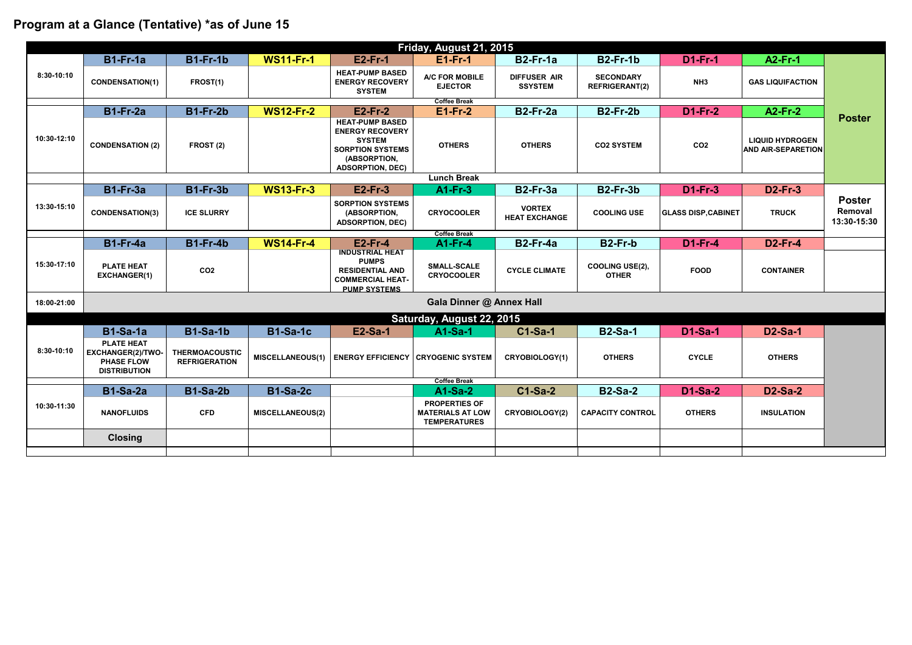# Program at a Glance (Tentative) *as of June 15

| | | | | | | | | | | |
|---|---|---|---|---|---|---|---|---|---|---|
| **Friday, August 21, 2015** | | | | | | | | | | |
| 8:30-10:10 | **B1-Fr-1a** CONDENSATION(1) | **B1-Fr-1b** FROST(1) | **WS11-Fr-1** | **E2-Fr-1** HEAT-PUMP BASED ENERGY RECOVERY SYSTEM | **E1-Fr-1** A/C FOR MOBILE EJECTOR | **B2-Fr-1a** DIFFUSER AIR SSYSTEM | **B2-Fr-1b** SECONDARY REFRIGERANT(2) | **D1-Fr-1** NH3 | **A2-Fr-1** GAS LIQUIFACTION | **Poster** |
| | Coffee Break | | | | | | | | | |
| 10:30-12:10 | **B1-Fr-2a** CONDENSATION (2) | **B1-Fr-2b** FROST (2) | **WS12-Fr-2** | **E2-Fr-2** HEAT-PUMP BASED ENERGY RECOVERY SYSTEM SORPTION SYSTEMS (ABSORPTION, ADSORPTION, DEC) | **E1-Fr-2** OTHERS | **B2-Fr-2a** OTHERS | **B2-Fr-2b** CO2 SYSTEM | **D1-Fr-2** CO2 | **A2-Fr-2** LIQUID HYDROGEN AND AIR-SEPARETION | |
| | Lunch Break | | | | | | | | | |
| 13:30-15:10 | **B1-Fr-3a** CONDENSATION(3) | **B1-Fr-3b** ICE SLURRY | **WS13-Fr-3** | **E2-Fr-3** SORPTION SYSTEMS (ABSORPTION, ADSORPTION, DEC) | **A1-Fr-3** CRYOCOOLER | **B2-Fr-3a** VORTEX HEAT EXCHANGE | **B2-Fr-3b** COOLING USE | **D1-Fr-3** GLASS DISP,CABINET | **D2-Fr-3** TRUCK | **Poster** Removal 13:30-15:30 |
| | Coffee Break | | | | | | | | | |
| 15:30-17:10 | **B1-Fr-4a** PLATE HEAT EXCHANGER(1) | **B1-Fr-4b** CO2 | **WS14-Fr-4** | **E2-Fr-4** INDUSTRIAL HEAT PUMPS RESIDENTIAL AND COMMERCIAL HEAT-PUMP SYSTEMS | **A1-Fr-4** SMALL-SCALE CRYOCOOLER | **B2-Fr-4a** CYCLE CLIMATE | **B2-Fr-b** COOLING USE(2), OTHER | **D1-Fr-4** FOOD | **D2-Fr-4** CONTAINER | |
| 18:00-21:00 | Gala Dinner @ Annex Hall | | | | | | | | | |
| **Saturday, August 22, 2015** | | | | | | | | | | |
| 8:30-10:10 | **B1-Sa-1a** PLATE HEAT EXCHANGER(2)/TWO-PHASE FLOW DISTRIBUTION | **B1-Sa-1b** THERMOACOUSTIC REFRIGERATION | **B1-Sa-1c** MISCELLANEOUS(1) | **E2-Sa-1** ENERGY EFFICIENCY | **A1-Sa-1** CRYOGENIC SYSTEM | **C1-Sa-1** CRYOBIOLOGY(1) | **B2-Sa-1** OTHERS | **D1-Sa-1** CYCLE | **D2-Sa-1** OTHERS | |
| | Coffee Break | | | | | | | | | |
| 10:30-11:30 | **B1-Sa-2a** NANOFLUIDS | **B1-Sa-2b** CFD | **B1-Sa-2c** MISCELLANEOUS(2) | | **A1-Sa-2** PROPERTIES OF MATERIALS AT LOW TEMPERATURES | **C1-Sa-2** CRYOBIOLOGY(2) | **B2-Sa-2** CAPACITY CONTROL | **D1-Sa-2** OTHERS | **D2-Sa-2** INSULATION | |
| | **Closing** | | | | | | | | | |